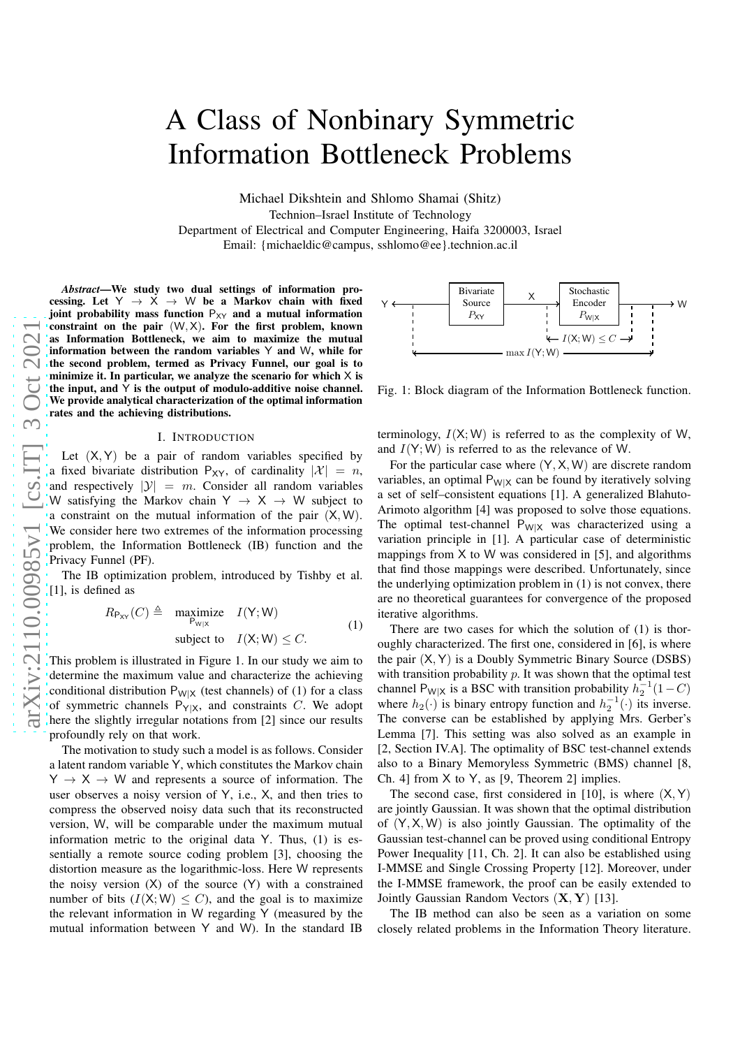# A Class of Nonbinary Symmetric Information Bottleneck Problems

Michael Dikshtein and Shlomo Shamai (Shitz)
Technion–Israel Institute of Technology
Department of Electrical and Computer Engineering, Haifa 3200003, Israel
Email: {michaeldic@campus, sshlomo@ee}.technion.ac.il

***Abstract*—We study two dual settings of information processing. Let $\mathsf{Y} \rightarrow \mathsf{X} \rightarrow \mathsf{W}$ be a Markov chain with fixed joint probability mass function $\mathsf{P}_{\mathsf{XY}}$ and a mutual information constraint on the pair $(\mathsf{W},\mathsf{X})$. For the first problem, known as Information Bottleneck, we aim to maximize the mutual information between the random variables $\mathsf{Y}$ and $\mathsf{W}$, while for the second problem, termed as Privacy Funnel, our goal is to minimize it. In particular, we analyze the scenario for which $\mathsf{X}$ is the input, and $\mathsf{Y}$ is the output of modulo-additive noise channel. We provide analytical characterization of the optimal information rates and the achieving distributions.**

## I. Introduction

Let $(\mathsf{X},\mathsf{Y})$ be a pair of random variables specified by a fixed bivariate distribution $\mathsf{P}_{\mathsf{XY}}$, of cardinality $|\mathcal{X}| = n$, and respectively $|\mathcal{Y}| = m$. Consider all random variables $\mathsf{W}$ satisfying the Markov chain $\mathsf{Y} \rightarrow \mathsf{X} \rightarrow \mathsf{W}$ subject to a constraint on the mutual information of the pair $(\mathsf{X},\mathsf{W})$. We consider here two extremes of the information processing problem, the Information Bottleneck (IB) function and the Privacy Funnel (PF).

The IB optimization problem, introduced by Tishby et al. [1], is defined as

$$R_{\mathsf{P}_{\mathsf{XY}}}(C) \triangleq \begin{array}{ll} \underset{\mathsf{P}_{\mathsf{W}|\mathsf{X}}}{\text{maximize}} & I(\mathsf{Y};\mathsf{W}) \\ \text{subject to} & I(\mathsf{X};\mathsf{W}) \leq C. \end{array} \tag{1}$$

This problem is illustrated in Figure 1. In our study we aim to determine the maximum value and characterize the achieving conditional distribution $\mathsf{P}_{\mathsf{W}|\mathsf{X}}$ (test channels) of (1) for a class of symmetric channels $\mathsf{P}_{\mathsf{Y}|\mathsf{X}}$, and constraints $C$. We adopt here the slightly irregular notations from [2] since our results profoundly rely on that work.

The motivation to study such a model is as follows. Consider a latent random variable $\mathsf{Y}$, which constitutes the Markov chain $\mathsf{Y} \rightarrow \mathsf{X} \rightarrow \mathsf{W}$ and represents a source of information. The user observes a noisy version of $\mathsf{Y}$, i.e., $\mathsf{X}$, and then tries to compress the observed noisy data such that its reconstructed version, $\mathsf{W}$, will be comparable under the maximum mutual information metric to the original data $\mathsf{Y}$. Thus, (1) is essentially a remote source coding problem [3], choosing the distortion measure as the logarithmic-loss. Here $\mathsf{W}$ represents the noisy version ($\mathsf{X}$) of the source ($\mathsf{Y}$) with a constrained number of bits ($I(\mathsf{X};\mathsf{W}) \leq C$), and the goal is to maximize the relevant information in $\mathsf{W}$ regarding $\mathsf{Y}$ (measured by the mutual information between $\mathsf{Y}$ and $\mathsf{W}$). In the standard IB terminology, $I(\mathsf{X};\mathsf{W})$ is referred to as the complexity of $\mathsf{W}$, and $I(\mathsf{Y};\mathsf{W})$ is referred to as the relevance of $\mathsf{W}$.

Fig. 1: Block diagram of the Information Bottleneck function.

For the particular case where $(\mathsf{Y},\mathsf{X},\mathsf{W})$ are discrete random variables, an optimal $\mathsf{P}_{\mathsf{W}|\mathsf{X}}$ can be found by iteratively solving a set of self–consistent equations [1]. A generalized Blahut-Arimoto algorithm [4] was proposed to solve those equations. The optimal test-channel $\mathsf{P}_{\mathsf{W}|\mathsf{X}}$ was characterized using a variation principle in [1]. A particular case of deterministic mappings from $\mathsf{X}$ to $\mathsf{W}$ was considered in [5], and algorithms that find those mappings were described. Unfortunately, since the underlying optimization problem in (1) is not convex, there are no theoretical guarantees for convergence of the proposed iterative algorithms.

There are two cases for which the solution of (1) is thoroughly characterized. The first one, considered in [6], is where the pair $(\mathsf{X},\mathsf{Y})$ is a Doubly Symmetric Binary Source (DSBS) with transition probability $p$. It was shown that the optimal test channel $\mathsf{P}_{\mathsf{W}|\mathsf{X}}$ is a BSC with transition probability $h_2^{-1}(1-C)$ where $h_2(\cdot)$ is binary entropy function and $h_2^{-1}(\cdot)$ its inverse. The converse can be established by applying Mrs. Gerber's Lemma [7]. This setting was also solved as an example in [2, Section IV.A]. The optimality of BSC test-channel extends also to a Binary Memoryless Symmetric (BMS) channel [8, Ch. 4] from $\mathsf{X}$ to $\mathsf{Y}$, as [9, Theorem 2] implies.

The second case, first considered in [10], is where $(\mathsf{X},\mathsf{Y})$ are jointly Gaussian. It was shown that the optimal distribution of $(\mathsf{Y},\mathsf{X},\mathsf{W})$ is also jointly Gaussian. The optimality of the Gaussian test-channel can be proved using conditional Entropy Power Inequality [11, Ch. 2]. It can also be established using I-MMSE and Single Crossing Property [12]. Moreover, under the I-MMSE framework, the proof can be easily extended to Jointly Gaussian Random Vectors $(\mathbf{X},\mathbf{Y})$ [13].

The IB method can also be seen as a variation on some closely related problems in the Information Theory literature.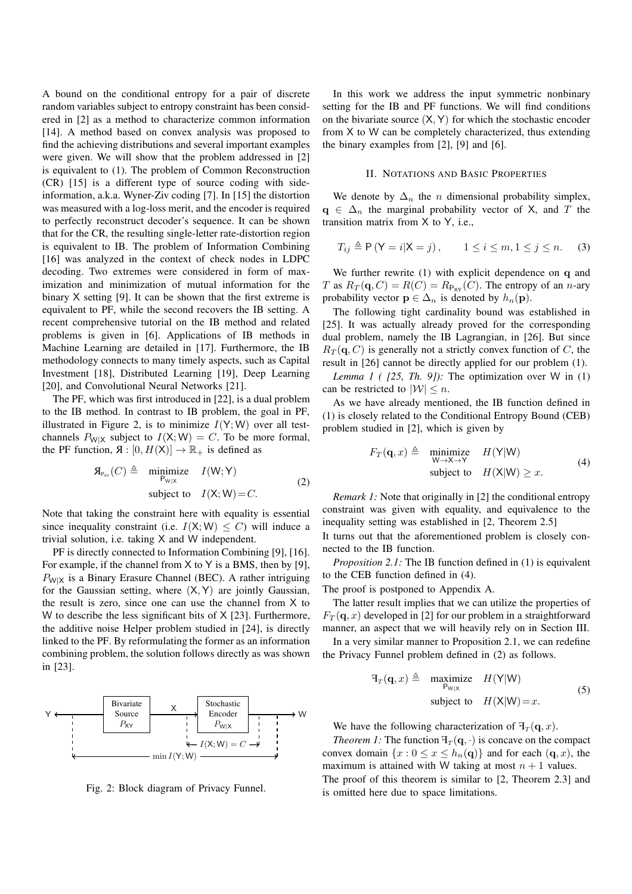A bound on the conditional entropy for a pair of discrete random variables subject to entropy constraint has been considered in [2] as a method to characterize common information [14]. A method based on convex analysis was proposed to find the achieving distributions and several important examples were given. We will show that the problem addressed in [2] is equivalent to (1). The problem of Common Reconstruction (CR) [15] is a different type of source coding with side-information, a.k.a. Wyner-Ziv coding [7]. In [15] the distortion was measured with a log-loss merit, and the encoder is required to perfectly reconstruct decoder's sequence. It can be shown that for the CR, the resulting single-letter rate-distortion region is equivalent to IB. The problem of Information Combining [16] was analyzed in the context of check nodes in LDPC decoding. Two extremes were considered in form of maximization and minimization of mutual information for the binary $\mathsf{X}$ setting [9]. It can be shown that the first extreme is equivalent to PF, while the second recovers the IB setting. A recent comprehensive tutorial on the IB method and related problems is given in [6]. Applications of IB methods in Machine Learning are detailed in [17]. Furthermore, the IB methodology connects to many timely aspects, such as Capital Investment [18], Distributed Learning [19], Deep Learning [20], and Convolutional Neural Networks [21].

The PF, which was first introduced in [22], is a dual problem to the IB method. In contrast to IB problem, the goal in PF, illustrated in Figure 2, is to minimize $I(\mathsf{Y};\mathsf{W})$ over all test-channels $P_{\mathsf{W}|\mathsf{X}}$ subject to $I(\mathsf{X};\mathsf{W}) = C$. To be more formal, the PF function, $\text{Я} : [0, H(\mathsf{X})] \to \mathbb{R}_+$ is defined as

$$\text{Я}_{\mathsf{P}_{\mathsf{XY}}}(C) \triangleq \begin{array}{ll} \underset{\mathsf{P}_{\mathsf{W}|\mathsf{X}}}{\text{minimize}} & I(\mathsf{W};\mathsf{Y}) \\ \text{subject to} & I(\mathsf{X};\mathsf{W}) = C. \end{array} \tag{2}$$

Note that taking the constraint here with equality is essential since inequality constraint (i.e. $I(\mathsf{X};\mathsf{W}) \le C$) will induce a trivial solution, i.e. taking $\mathsf{X}$ and $\mathsf{W}$ independent.

PF is directly connected to Information Combining [9], [16]. For example, if the channel from $\mathsf{X}$ to $\mathsf{Y}$ is a BMS, then by [9], $P_{\mathsf{W}|\mathsf{X}}$ is a Binary Erasure Channel (BEC). A rather intriguing for the Gaussian setting, where $(\mathsf{X}, \mathsf{Y})$ are jointly Gaussian, the result is zero, since one can use the channel from $\mathsf{X}$ to $\mathsf{W}$ to describe the less significant bits of $\mathsf{X}$ [23]. Furthermore, the additive noise Helper problem studied in [24], is directly linked to the PF. By reformulating the former as an information combining problem, the solution follows directly as was shown in [23].

Fig. 2: Block diagram of Privacy Funnel.

In this work we address the input symmetric nonbinary setting for the IB and PF functions. We will find conditions on the bivariate source $(\mathsf{X}, \mathsf{Y})$ for which the stochastic encoder from $\mathsf{X}$ to $\mathsf{W}$ can be completely characterized, thus extending the binary examples from [2], [9] and [6].

## II. Notations and Basic Properties

We denote by $\Delta_n$ the $n$ dimensional probability simplex, $\mathbf{q} \in \Delta_n$ the marginal probability vector of $\mathsf{X}$, and $T$ the transition matrix from $\mathsf{X}$ to $\mathsf{Y}$, i.e.,

$$T_{ij} \triangleq \mathsf{P}\left(\mathsf{Y} = i | \mathsf{X} = j\right), \qquad 1 \le i \le m, 1 \le j \le n. \tag{3}$$

We further rewrite (1) with explicit dependence on $\mathbf{q}$ and $T$ as $R_T(\mathbf{q}, C) = R(C) = R_{\mathsf{P}_{\mathsf{XY}}}(C)$. The entropy of an $n$-ary probability vector $\mathbf{p} \in \Delta_n$ is denoted by $h_n(\mathbf{p})$.

The following tight cardinality bound was established in [25]. It was actually already proved for the corresponding dual problem, namely the IB Lagrangian, in [26]. But since $R_T(\mathbf{q}, C)$ is generally not a strictly convex function of $C$, the result in [26] cannot be directly applied for our problem (1).

*Lemma 1 ( [25, Th. 9]):* The optimization over $\mathsf{W}$ in (1) can be restricted to $|\mathcal{W}| \le n$.

As we have already mentioned, the IB function defined in (1) is closely related to the Conditional Entropy Bound (CEB) problem studied in [2], which is given by

$$F_T(\mathbf{q}, x) \triangleq \begin{array}{ll} \underset{\mathsf{W}\to\mathsf{X}\to\mathsf{Y}}{\text{minimize}} & H(\mathsf{Y}|\mathsf{W}) \\ \text{subject to} & H(\mathsf{X}|\mathsf{W}) \ge x. \end{array} \tag{4}$$

*Remark 1:* Note that originally in [2] the conditional entropy constraint was given with equality, and equivalence to the inequality setting was established in [2, Theorem 2.5]

It turns out that the aforementioned problem is closely connected to the IB function.

*Proposition 2.1:* The IB function defined in (1) is equivalent to the CEB function defined in (4).

The proof is postponed to Appendix A.

The latter result implies that we can utilize the properties of $F_T(\mathbf{q}, x)$ developed in [2] for our problem in a straightforward manner, an aspect that we will heavily rely on in Section III.

In a very similar manner to Proposition 2.1, we can redefine the Privacy Funnel problem defined in (2) as follows.

$$\text{Ⅎ}_T(\mathbf{q}, x) \triangleq \begin{array}{ll} \underset{\mathsf{P}_{\mathsf{W}|\mathsf{X}}}{\text{maximize}} & H(\mathsf{Y}|\mathsf{W}) \\ \text{subject to} & H(\mathsf{X}|\mathsf{W}) = x. \end{array} \tag{5}$$

We have the following characterization of $\text{Ⅎ}_T(\mathbf{q}, x)$.

*Theorem 1:* The function $\text{Ⅎ}_T(\mathbf{q}, \cdot)$ is concave on the compact convex domain $\{x : 0 \le x \le h_n(\mathbf{q})\}$ and for each $(\mathbf{q}, x)$, the maximum is attained with $\mathsf{W}$ taking at most $n + 1$ values.

The proof of this theorem is similar to [2, Theorem 2.3] and is omitted here due to space limitations.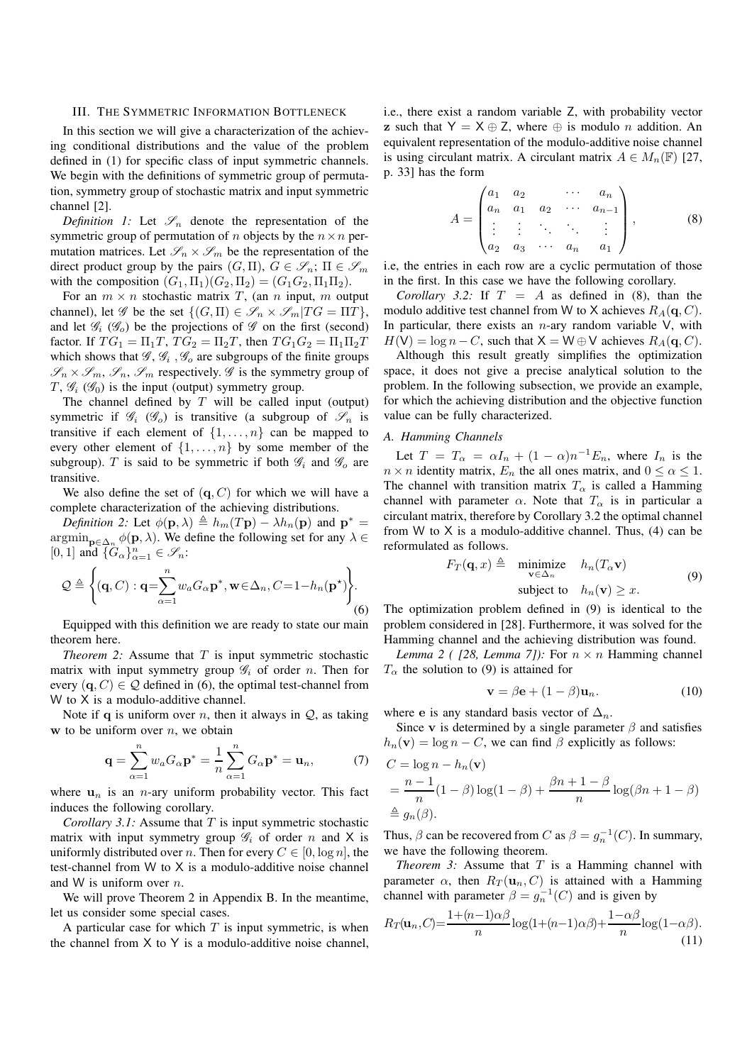## III. The Symmetric Information Bottleneck

In this section we will give a characterization of the achieving conditional distributions and the value of the problem defined in (1) for specific class of input symmetric channels. We begin with the definitions of symmetric group of permutation, symmetry group of stochastic matrix and input symmetric channel [2].

*Definition 1:* Let $\mathscr{S}_n$ denote the representation of the symmetric group of permutation of $n$ objects by the $n \times n$ permutation matrices. Let $\mathscr{S}_n \times \mathscr{S}_m$ be the representation of the direct product group by the pairs $(G, \Pi)$, $G \in \mathscr{S}_n$; $\Pi \in \mathscr{S}_m$ with the composition $(G_1, \Pi_1)(G_2, \Pi_2) = (G_1 G_2, \Pi_1 \Pi_2)$.

For an $m \times n$ stochastic matrix $T$, (an $n$ input, $m$ output channel), let $\mathscr{G}$ be the set $\{(G, \Pi) \in \mathscr{S}_n \times \mathscr{S}_m | TG = \Pi T\}$, and let $\mathscr{G}_i$ ($\mathscr{G}_o$) be the projections of $\mathscr{G}$ on the first (second) factor. If $TG_1 = \Pi_1 T$, $TG_2 = \Pi_2 T$, then $TG_1 G_2 = \Pi_1 \Pi_2 T$ which shows that $\mathscr{G}, \mathscr{G}_i, \mathscr{G}_o$ are subgroups of the finite groups $\mathscr{S}_n \times \mathscr{S}_m$, $\mathscr{S}_n$, $\mathscr{S}_m$ respectively. $\mathscr{G}$ is the symmetry group of $T$, $\mathscr{G}_i$ ($\mathscr{G}_0$) is the input (output) symmetry group.

The channel defined by $T$ will be called input (output) symmetric if $\mathscr{G}_i$ ($\mathscr{G}_o$) is transitive (a subgroup of $\mathscr{S}_n$ is transitive if each element of $\{1, \ldots, n\}$ can be mapped to every other element of $\{1, \ldots, n\}$ by some member of the subgroup). $T$ is said to be symmetric if both $\mathscr{G}_i$ and $\mathscr{G}_o$ are transitive.

We also define the set of $(\mathbf{q}, C)$ for which we will have a complete characterization of the achieving distributions.

*Definition 2:* Let $\phi(\mathbf{p}, \lambda) \triangleq h_m(T\mathbf{p}) - \lambda h_n(\mathbf{p})$ and $\mathbf{p}^* = \operatorname{argmin}_{\mathbf{p} \in \Delta_n} \phi(\mathbf{p}, \lambda)$. We define the following set for any $\lambda \in [0, 1]$ and $\{G_\alpha\}_{\alpha=1}^n \in \mathscr{S}_n$:

$$\mathcal{Q} \triangleq \left\{ (\mathbf{q}, C) : \mathbf{q} = \sum_{\alpha=1}^n w_a G_\alpha \mathbf{p}^*, \mathbf{w} \in \Delta_n, C = 1 - h_n(\mathbf{p}^\star) \right\}. \tag{6}$$

Equipped with this definition we are ready to state our main theorem here.

*Theorem 2:* Assume that $T$ is input symmetric stochastic matrix with input symmetry group $\mathscr{G}_i$ of order $n$. Then for every $(\mathbf{q}, C) \in \mathcal{Q}$ defined in (6), the optimal test-channel from W to X is a modulo-additive channel.

Note if $\mathbf{q}$ is uniform over $n$, then it always in $\mathcal{Q}$, as taking $\mathbf{w}$ to be uniform over $n$, we obtain

$$\mathbf{q} = \sum_{\alpha=1}^n w_a G_\alpha \mathbf{p}^* = \frac{1}{n} \sum_{\alpha=1}^n G_\alpha \mathbf{p}^* = \mathbf{u}_n, \tag{7}$$

where $\mathbf{u}_n$ is an $n$-ary uniform probability vector. This fact induces the following corollary.

*Corollary 3.1:* Assume that $T$ is input symmetric stochastic matrix with input symmetry group $\mathscr{G}_i$ of order $n$ and X is uniformly distributed over $n$. Then for every $C \in [0, \log n]$, the test-channel from W to X is a modulo-additive noise channel and W is uniform over $n$.

We will prove Theorem 2 in Appendix B. In the meantime, let us consider some special cases.

A particular case for which $T$ is input symmetric, is when the channel from X to Y is a modulo-additive noise channel, i.e., there exist a random variable Z, with probability vector $\mathbf{z}$ such that $\mathsf{Y} = \mathsf{X} \oplus \mathsf{Z}$, where $\oplus$ is modulo $n$ addition. An equivalent representation of the modulo-additive noise channel is using circulant matrix. A circulant matrix $A \in M_n(\mathbb{F})$ [27, p. 33] has the form

$$A = \begin{pmatrix} a_1 & a_2 & & \cdots & a_n \\ a_n & a_1 & a_2 & \cdots & a_{n-1} \\ \vdots & \vdots & \ddots & \ddots & \vdots \\ a_2 & a_3 & \cdots & a_n & a_1 \end{pmatrix}, \tag{8}$$

i.e, the entries in each row are a cyclic permutation of those in the first. In this case we have the following corollary.

*Corollary 3.2:* If $T = A$ as defined in (8), than the modulo additive test channel from W to X achieves $R_A(\mathbf{q}, C)$. In particular, there exists an $n$-ary random variable V, with $H(\mathsf{V}) = \log n - C$, such that $\mathsf{X} = \mathsf{W} \oplus \mathsf{V}$ achieves $R_A(\mathbf{q}, C)$.

Although this result greatly simplifies the optimization space, it does not give a precise analytical solution to the problem. In the following subsection, we provide an example, for which the achieving distribution and the objective function value can be fully characterized.

### A. Hamming Channels

Let $T = T_\alpha = \alpha I_n + (1-\alpha) n^{-1} E_n$, where $I_n$ is the $n \times n$ identity matrix, $E_n$ the all ones matrix, and $0 \leq \alpha \leq 1$. The channel with transition matrix $T_\alpha$ is called a Hamming channel with parameter $\alpha$. Note that $T_\alpha$ is in particular a circulant matrix, therefore by Corollary 3.2 the optimal channel from W to X is a modulo-additive channel. Thus, (4) can be reformulated as follows.

$$\begin{aligned} F_T(\mathbf{q}, x) \triangleq \quad & \underset{\mathbf{v} \in \Delta_n}{\text{minimize}} \quad h_n(T_\alpha \mathbf{v}) \\ & \text{subject to} \quad h_n(\mathbf{v}) \geq x. \end{aligned} \tag{9}$$

The optimization problem defined in (9) is identical to the problem considered in [28]. Furthermore, it was solved for the Hamming channel and the achieving distribution was found.

*Lemma 2 ( [28, Lemma 7]):* For $n \times n$ Hamming channel $T_\alpha$ the solution to (9) is attained for

$$\mathbf{v} = \beta \mathbf{e} + (1 - \beta) \mathbf{u}_n. \tag{10}$$

where $\mathbf{e}$ is any standard basis vector of $\Delta_n$.

Since $\mathbf{v}$ is determined by a single parameter $\beta$ and satisfies $h_n(\mathbf{v}) = \log n - C$, we can find $\beta$ explicitly as follows:

$$\begin{aligned} C &= \log n - h_n(\mathbf{v}) \\ &= \frac{n-1}{n}(1-\beta)\log(1-\beta) + \frac{\beta n + 1 - \beta}{n} \log(\beta n + 1 - \beta) \\ &\triangleq g_n(\beta). \end{aligned}$$

Thus, $\beta$ can be recovered from $C$ as $\beta = g_n^{-1}(C)$. In summary, we have the following theorem.

*Theorem 3:* Assume that $T$ is a Hamming channel with parameter $\alpha$, then $R_T(\mathbf{u}_n, C)$ is attained with a Hamming channel with parameter $\beta = g_n^{-1}(C)$ and is given by

$$R_T(\mathbf{u}_n, C) = \frac{1 + (n-1)\alpha\beta}{n} \log(1 + (n-1)\alpha\beta) + \frac{1 - \alpha\beta}{n} \log(1 - \alpha\beta). \tag{11}$$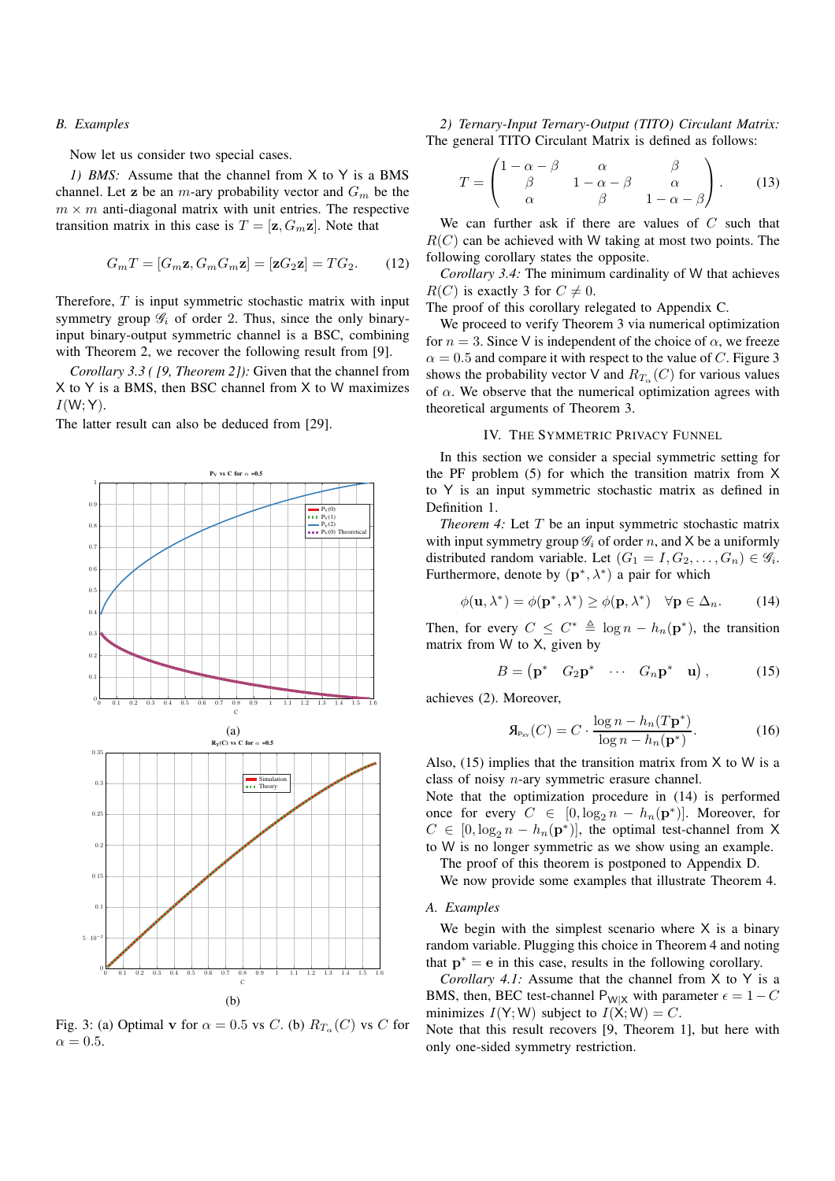### B. Examples

Now let us consider two special cases.

*1) BMS:* Assume that the channel from X to Y is a BMS channel. Let $\mathbf{z}$ be an $m$-ary probability vector and $G_m$ be the $m \times m$ anti-diagonal matrix with unit entries. The respective transition matrix in this case is $T = [\mathbf{z}, G_m\mathbf{z}]$. Note that

$$G_m T = [G_m\mathbf{z}, G_m G_m\mathbf{z}] = [\mathbf{z}G_2\mathbf{z}] = TG_2. \tag{12}$$

Therefore, $T$ is input symmetric stochastic matrix with input symmetry group $\mathscr{G}_i$ of order 2. Thus, since the only binary-input binary-output symmetric channel is a BSC, combining with Theorem 2, we recover the following result from [9].

*Corollary 3.3 ( [9, Theorem 2]):* Given that the channel from X to Y is a BMS, then BSC channel from X to W maximizes $I(\mathsf{W};\mathsf{Y})$.

The latter result can also be deduced from [29].

Fig. 3: (a) Optimal $\mathbf{v}$ for $\alpha = 0.5$ vs $C$. (b) $R_{T_\alpha}(C)$ vs $C$ for $\alpha = 0.5$.

*2) Ternary-Input Ternary-Output (TITO) Circulant Matrix:* The general TITO Circulant Matrix is defined as follows:

$$T = \begin{pmatrix} 1-\alpha-\beta & \alpha & \beta \\ \beta & 1-\alpha-\beta & \alpha \\ \alpha & \beta & 1-\alpha-\beta \end{pmatrix}. \tag{13}$$

We can further ask if there are values of $C$ such that $R(C)$ can be achieved with W taking at most two points. The following corollary states the opposite.

*Corollary 3.4:* The minimum cardinality of W that achieves $R(C)$ is exactly 3 for $C \neq 0$.

The proof of this corollary relegated to Appendix C.

We proceed to verify Theorem 3 via numerical optimization for $n = 3$. Since V is independent of the choice of $\alpha$, we freeze $\alpha = 0.5$ and compare it with respect to the value of $C$. Figure 3 shows the probability vector V and $R_{T_\alpha}(C)$ for various values of $\alpha$. We observe that the numerical optimization agrees with theoretical arguments of Theorem 3.

## IV. The Symmetric Privacy Funnel

In this section we consider a special symmetric setting for the PF problem (5) for which the transition matrix from X to Y is an input symmetric stochastic matrix as defined in Definition 1.

*Theorem 4:* Let $T$ be an input symmetric stochastic matrix with input symmetry group $\mathscr{G}_i$ of order $n$, and X be a uniformly distributed random variable. Let $(G_1 = I, G_2, \ldots, G_n) \in \mathscr{G}_i$. Furthermore, denote by $(\mathbf{p}^*, \lambda^*)$ a pair for which

$$\phi(\mathbf{u}, \lambda^*) = \phi(\mathbf{p}^*, \lambda^*) \geq \phi(\mathbf{p}, \lambda^*) \quad \forall \mathbf{p} \in \Delta_n. \tag{14}$$

Then, for every $C \leq C^* \triangleq \log n - h_n(\mathbf{p}^*)$, the transition matrix from W to X, given by

$$B = \begin{pmatrix} \mathbf{p}^* & G_2\mathbf{p}^* & \cdots & G_n\mathbf{p}^* & \mathbf{u} \end{pmatrix}, \tag{15}$$

achieves (2). Moreover,

$$Я_{\mathsf{P}_{\mathsf{XY}}}(C) = C \cdot \frac{\log n - h_n(T\mathbf{p}^*)}{\log n - h_n(\mathbf{p}^*)}. \tag{16}$$

Also, (15) implies that the transition matrix from X to W is a class of noisy $n$-ary symmetric erasure channel.

Note that the optimization procedure in (14) is performed once for every $C \in [0, \log_2 n - h_n(\mathbf{p}^*)]$. Moreover, for $C \in [0, \log_2 n - h_n(\mathbf{p}^*)]$, the optimal test-channel from X to W is no longer symmetric as we show using an example.

The proof of this theorem is postponed to Appendix D.

We now provide some examples that illustrate Theorem 4.

### A. Examples

We begin with the simplest scenario where X is a binary random variable. Plugging this choice in Theorem 4 and noting that $\mathbf{p}^* = \mathbf{e}$ in this case, results in the following corollary.

*Corollary 4.1:* Assume that the channel from X to Y is a BMS, then, BEC test-channel $\mathsf{P}_{\mathsf{W}|\mathsf{X}}$ with parameter $\epsilon = 1 - C$ minimizes $I(\mathsf{Y};\mathsf{W})$ subject to $I(\mathsf{X};\mathsf{W}) = C$.

Note that this result recovers [9, Theorem 1], but here with only one-sided symmetry restriction.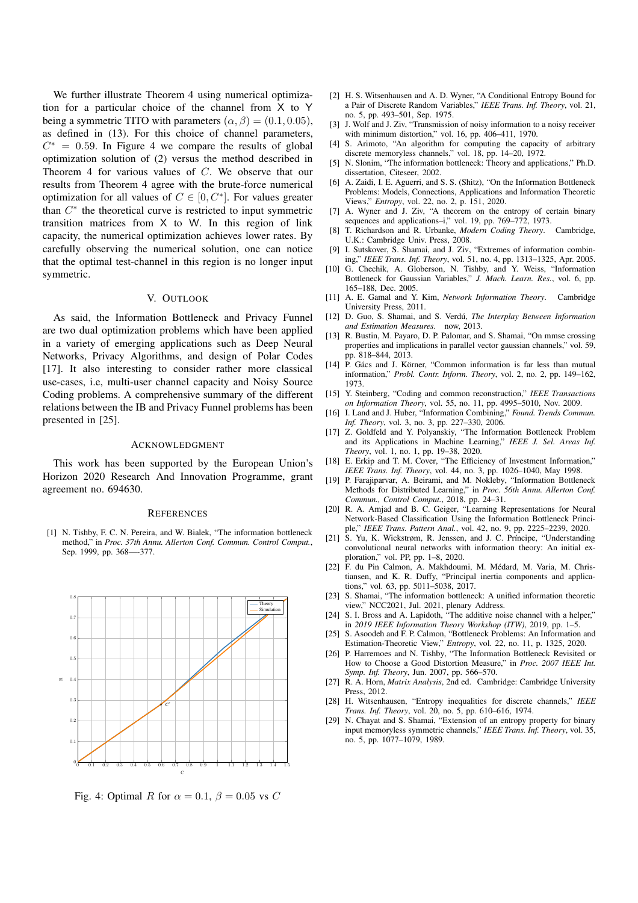We further illustrate Theorem 4 using numerical optimization for a particular choice of the channel from X to Y being a symmetric TITO with parameters $(\alpha, \beta) = (0.1, 0.05)$, as defined in (13). For this choice of channel parameters, $C^* = 0.59$. In Figure 4 we compare the results of global optimization solution of (2) versus the method described in Theorem 4 for various values of $C$. We observe that our results from Theorem 4 agree with the brute-force numerical optimization for all values of $C \in [0, C^*]$. For values greater than $C^*$ the theoretical curve is restricted to input symmetric transition matrices from X to W. In this region of link capacity, the numerical optimization achieves lower rates. By carefully observing the numerical solution, one can notice that the optimal test-channel in this region is no longer input symmetric.

Fig. 4: Optimal $R$ for $\alpha = 0.1$, $\beta = 0.05$ vs $C$

## V. Outlook

As said, the Information Bottleneck and Privacy Funnel are two dual optimization problems which have been applied in a variety of emerging applications such as Deep Neural Networks, Privacy Algorithms, and design of Polar Codes [17]. It also interesting to consider rather more classical use-cases, i.e, multi-user channel capacity and Noisy Source Coding problems. A comprehensive summary of the different relations between the IB and Privacy Funnel problems has been presented in [25].

## Acknowledgment

This work has been supported by the European Union's Horizon 2020 Research And Innovation Programme, grant agreement no. 694630.

## References

[1] N. Tishby, F. C. N. Pereira, and W. Bialek, "The information bottleneck method," in *Proc. 37th Annu. Allerton Conf. Commun. Control Comput.*, Sep. 1999, pp. 368—–377.

[2] H. S. Witsenhausen and A. D. Wyner, "A Conditional Entropy Bound for a Pair of Discrete Random Variables," *IEEE Trans. Inf. Theory*, vol. 21, no. 5, pp. 493–501, Sep. 1975.

[3] J. Wolf and J. Ziv, "Transmission of noisy information to a noisy receiver with minimum distortion," vol. 16, pp. 406–411, 1970.

[4] S. Arimoto, "An algorithm for computing the capacity of arbitrary discrete memoryless channels," vol. 18, pp. 14–20, 1972.

[5] N. Slonim, "The information bottleneck: Theory and applications," Ph.D. dissertation, Citeseer, 2002.

[6] A. Zaidi, I. E. Aguerri, and S. S. (Shitz), "On the Information Bottleneck Problems: Models, Connections, Applications and Information Theoretic Views," *Entropy*, vol. 22, no. 2, p. 151, 2020.

[7] A. Wyner and J. Ziv, "A theorem on the entropy of certain binary sequences and applications–i," vol. 19, pp. 769–772, 1973.

[8] T. Richardson and R. Urbanke, *Modern Coding Theory*. Cambridge, U.K.: Cambridge Univ. Press, 2008.

[9] I. Sutskover, S. Shamai, and J. Ziv, "Extremes of information combining," *IEEE Trans. Inf. Theory*, vol. 51, no. 4, pp. 1313–1325, Apr. 2005.

[10] G. Chechik, A. Globerson, N. Tishby, and Y. Weiss, "Information Bottleneck for Gaussian Variables," *J. Mach. Learn. Res.*, vol. 6, pp. 165–188, Dec. 2005.

[11] A. E. Gamal and Y. Kim, *Network Information Theory*. Cambridge University Press, 2011.

[12] D. Guo, S. Shamai, and S. Verdú, *The Interplay Between Information and Estimation Measures*. now, 2013.

[13] R. Bustin, M. Payaro, D. P. Palomar, and S. Shamai, "On mmse crossing properties and implications in parallel vector gaussian channels," vol. 59, pp. 818–844, 2013.

[14] P. Gács and J. Körner, "Common information is far less than mutual information," *Probl. Contr. Inform. Theory*, vol. 2, no. 2, pp. 149–162, 1973.

[15] Y. Steinberg, "Coding and common reconstruction," *IEEE Transactions on Information Theory*, vol. 55, no. 11, pp. 4995–5010, Nov. 2009.

[16] I. Land and J. Huber, "Information Combining," *Found. Trends Commun. Inf. Theory*, vol. 3, no. 3, pp. 227–330, 2006.

[17] Z. Goldfeld and Y. Polyanskiy, "The Information Bottleneck Problem and its Applications in Machine Learning," *IEEE J. Sel. Areas Inf. Theory*, vol. 1, no. 1, pp. 19–38, 2020.

[18] E. Erkip and T. M. Cover, "The Efficiency of Investment Information," *IEEE Trans. Inf. Theory*, vol. 44, no. 3, pp. 1026–1040, May 1998.

[19] P. Farajiparvar, A. Beirami, and M. Nokleby, "Information Bottleneck Methods for Distributed Learning," in *Proc. 56th Annu. Allerton Conf. Commun., Control Comput.*, 2018, pp. 24–31.

[20] R. A. Amjad and B. C. Geiger, "Learning Representations for Neural Network-Based Classification Using the Information Bottleneck Principle," *IEEE Trans. Pattern Anal.*, vol. 42, no. 9, pp. 2225–2239, 2020.

[21] S. Yu, K. Wickstrøm, R. Jenssen, and J. C. Príncipe, "Understanding convolutional neural networks with information theory: An initial exploration," vol. PP, pp. 1–8, 2020.

[22] F. du Pin Calmon, A. Makhdoumi, M. Médard, M. Varia, M. Christiansen, and K. R. Duffy, "Principal inertia components and applications," vol. 63, pp. 5011–5038, 2017.

[23] S. Shamai, "The information bottleneck: A unified information theoretic view," NCC2021, Jul. 2021, plenary Address.

[24] S. I. Bross and A. Lapidoth, "The additive noise channel with a helper," in *2019 IEEE Information Theory Workshop (ITW)*, 2019, pp. 1–5.

[25] S. Asoodeh and F. P. Calmon, "Bottleneck Problems: An Information and Estimation-Theoretic View," *Entropy*, vol. 22, no. 11, p. 1325, 2020.

[26] P. Harremoes and N. Tishby, "The Information Bottleneck Revisited or How to Choose a Good Distortion Measure," in *Proc. 2007 IEEE Int. Symp. Inf. Theory*, Jun. 2007, pp. 566–570.

[27] R. A. Horn, *Matrix Analysis*, 2nd ed. Cambridge: Cambridge University Press, 2012.

[28] H. Witsenhausen, "Entropy inequalities for discrete channels," *IEEE Trans. Inf. Theory*, vol. 20, no. 5, pp. 610–616, 1974.

[29] N. Chayat and S. Shamai, "Extension of an entropy property for binary input memoryless symmetric channels," *IEEE Trans. Inf. Theory*, vol. 35, no. 5, pp. 1077–1079, 1989.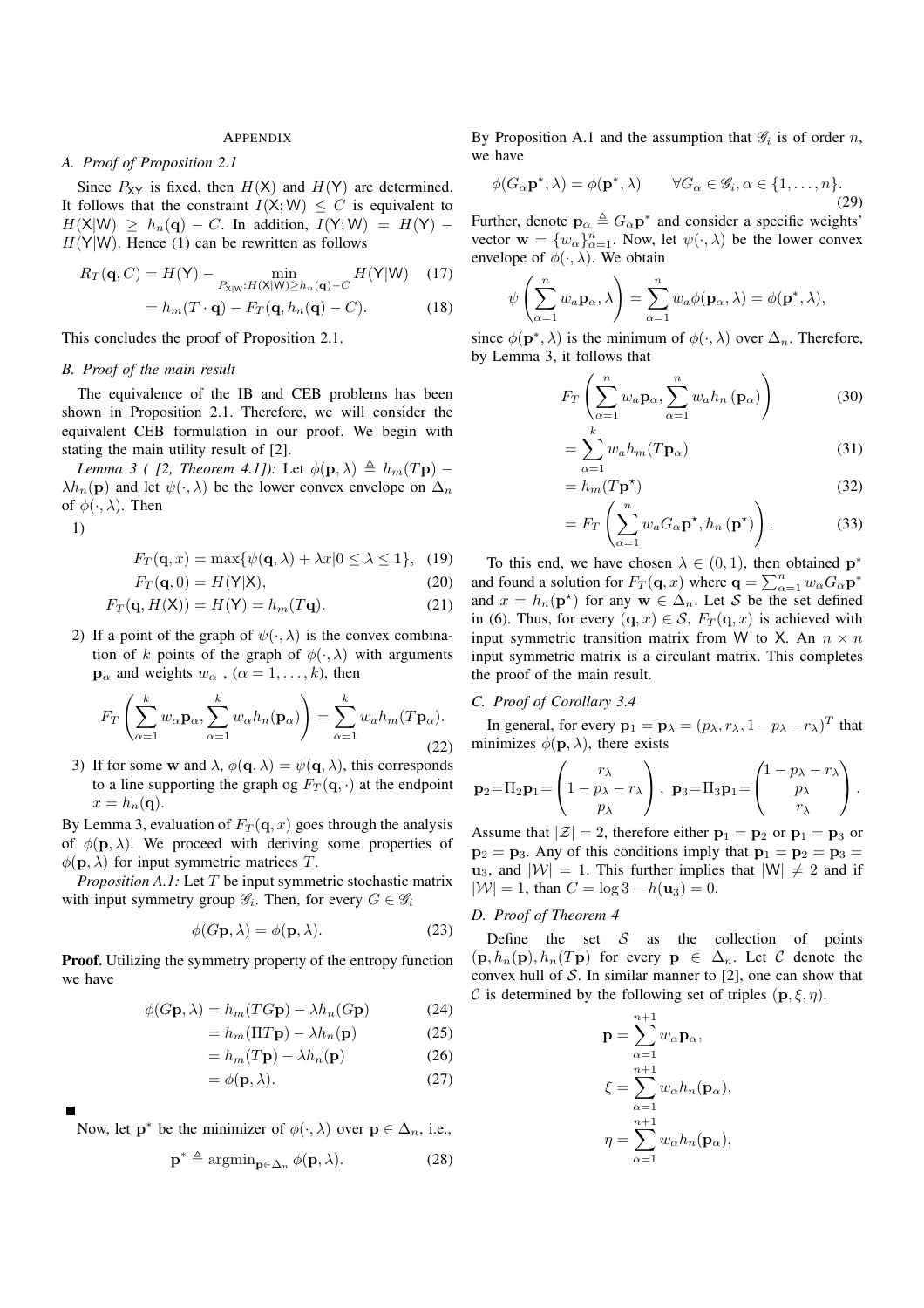## Appendix

### A. Proof of Proposition 2.1

Since $P_{\mathsf{XY}}$ is fixed, then $H(\mathsf{X})$ and $H(\mathsf{Y})$ are determined. It follows that the constraint $I(\mathsf{X};\mathsf{W}) \leq C$ is equivalent to $H(\mathsf{X}|\mathsf{W}) \geq h_n(\mathbf{q}) - C$. In addition, $I(\mathsf{Y};\mathsf{W}) = H(\mathsf{Y}) - H(\mathsf{Y}|\mathsf{W})$. Hence (1) can be rewritten as follows

$$R_T(\mathbf{q}, C) = H(\mathsf{Y}) - \min_{P_{\mathsf{X}|\mathsf{W}}: H(\mathsf{X}|\mathsf{W}) \geq h_n(\mathbf{q}) - C} H(\mathsf{Y}|\mathsf{W}) \quad (17)$$

$$= h_m(T \cdot \mathbf{q}) - F_T(\mathbf{q}, h_n(\mathbf{q}) - C). \quad (18)$$

This concludes the proof of Proposition 2.1.

### B. Proof of the main result

The equivalence of the IB and CEB problems has been shown in Proposition 2.1. Therefore, we will consider the equivalent CEB formulation in our proof. We begin with stating the main utility result of [2].

*Lemma 3 ( [2, Theorem 4.1]):* Let $\phi(\mathbf{p}, \lambda) \triangleq h_m(T\mathbf{p}) - \lambda h_n(\mathbf{p})$ and let $\psi(\cdot, \lambda)$ be the lower convex envelope on $\Delta_n$ of $\phi(\cdot, \lambda)$. Then

1)

$$F_T(\mathbf{q}, x) = \max\{\psi(\mathbf{q}, \lambda) + \lambda x | 0 \leq \lambda \leq 1\}, \quad (19)$$

$$F_T(\mathbf{q}, 0) = H(\mathsf{Y}|\mathsf{X}), \quad (20)$$

$$F_T(\mathbf{q}, H(\mathsf{X})) = H(\mathsf{Y}) = h_m(T\mathbf{q}). \quad (21)$$

2) If a point of the graph of $\psi(\cdot, \lambda)$ is the convex combination of $k$ points of the graph of $\phi(\cdot, \lambda)$ with arguments $\mathbf{p}_\alpha$ and weights $w_\alpha$ , $(\alpha = 1, \ldots, k)$, then

$$F_T\left(\sum_{\alpha=1}^{k} w_\alpha \mathbf{p}_\alpha, \sum_{\alpha=1}^{k} w_\alpha h_n(\mathbf{p}_\alpha)\right) = \sum_{\alpha=1}^{k} w_a h_m(T\mathbf{p}_\alpha). \quad (22)$$

3) If for some $\mathbf{w}$ and $\lambda$, $\phi(\mathbf{q}, \lambda) = \psi(\mathbf{q}, \lambda)$, this corresponds to a line supporting the graph og $F_T(\mathbf{q}, \cdot)$ at the endpoint $x = h_n(\mathbf{q})$.

By Lemma 3, evaluation of $F_T(\mathbf{q}, x)$ goes through the analysis of $\phi(\mathbf{p}, \lambda)$. We proceed with deriving some properties of $\phi(\mathbf{p}, \lambda)$ for input symmetric matrices $T$.

*Proposition A.1:* Let $T$ be input symmetric stochastic matrix with input symmetry group $\mathscr{G}_i$. Then, for every $G \in \mathscr{G}_i$

$$\phi(G\mathbf{p}, \lambda) = \phi(\mathbf{p}, \lambda). \quad (23)$$

**Proof.** Utilizing the symmetry property of the entropy function we have

$$\phi(G\mathbf{p}, \lambda) = h_m(TG\mathbf{p}) - \lambda h_n(G\mathbf{p}) \quad (24)$$

$$= h_m(\Pi T\mathbf{p}) - \lambda h_n(\mathbf{p}) \quad (25)$$

$$= h_m(T\mathbf{p}) - \lambda h_n(\mathbf{p}) \quad (26)$$

$$= \phi(\mathbf{p}, \lambda). \quad (27)$$

■

Now, let $\mathbf{p}^*$ be the minimizer of $\phi(\cdot, \lambda)$ over $\mathbf{p} \in \Delta_n$, i.e.,

$$\mathbf{p}^* \triangleq \text{argmin}_{\mathbf{p} \in \Delta_n} \phi(\mathbf{p}, \lambda). \quad (28)$$

By Proposition A.1 and the assumption that $\mathscr{G}_i$ is of order $n$, we have

$$\phi(G_\alpha \mathbf{p}^*, \lambda) = \phi(\mathbf{p}^*, \lambda) \qquad \forall G_\alpha \in \mathscr{G}_i, \alpha \in \{1, \ldots, n\}. \quad (29)$$

Further, denote $\mathbf{p}_\alpha \triangleq G_\alpha \mathbf{p}^*$ and consider a specific weights' vector $\mathbf{w} = \{w_\alpha\}_{\alpha=1}^{n}$. Now, let $\psi(\cdot, \lambda)$ be the lower convex envelope of $\phi(\cdot, \lambda)$. We obtain

$$\psi\left(\sum_{\alpha=1}^{n} w_a \mathbf{p}_\alpha, \lambda\right) = \sum_{\alpha=1}^{n} w_a \phi(\mathbf{p}_\alpha, \lambda) = \phi(\mathbf{p}^*, \lambda),$$

since $\phi(\mathbf{p}^*, \lambda)$ is the minimum of $\phi(\cdot, \lambda)$ over $\Delta_n$. Therefore, by Lemma 3, it follows that

$$F_T\left(\sum_{\alpha=1}^{n} w_a \mathbf{p}_\alpha, \sum_{\alpha=1}^{n} w_a h_n(\mathbf{p}_\alpha)\right) \quad (30)$$

$$= \sum_{\alpha=1}^{k} w_a h_m(T\mathbf{p}_\alpha) \quad (31)$$

$$= h_m(T\mathbf{p}^\star) \quad (32)$$

$$= F_T\left(\sum_{\alpha=1}^{n} w_a G_\alpha \mathbf{p}^\star, h_n(\mathbf{p}^\star)\right). \quad (33)$$

To this end, we have chosen $\lambda \in (0,1)$, then obtained $\mathbf{p}^*$ and found a solution for $F_T(\mathbf{q}, x)$ where $\mathbf{q} = \sum_{\alpha=1}^{n} w_\alpha G_\alpha \mathbf{p}^*$ and $x = h_n(\mathbf{p}^\star)$ for any $\mathbf{w} \in \Delta_n$. Let $\mathcal{S}$ be the set defined in (6). Thus, for every $(\mathbf{q}, x) \in \mathcal{S}$, $F_T(\mathbf{q}, x)$ is achieved with input symmetric transition matrix from $\mathsf{W}$ to $\mathsf{X}$. An $n \times n$ input symmetric matrix is a circulant matrix. This completes the proof of the main result.

### C. Proof of Corollary 3.4

In general, for every $\mathbf{p}_1 = \mathbf{p}_\lambda = (p_\lambda, r_\lambda, 1 - p_\lambda - r_\lambda)^T$ that minimizes $\phi(\mathbf{p}, \lambda)$, there exists

$$\mathbf{p}_2 = \Pi_2 \mathbf{p}_1 = \begin{pmatrix} r_\lambda \\ 1 - p_\lambda - r_\lambda \\ p_\lambda \end{pmatrix}, \ \mathbf{p}_3 = \Pi_3 \mathbf{p}_1 = \begin{pmatrix} 1 - p_\lambda - r_\lambda \\ p_\lambda \\ r_\lambda \end{pmatrix}.$$

Assume that $|\mathcal{Z}| = 2$, therefore either $\mathbf{p}_1 = \mathbf{p}_2$ or $\mathbf{p}_1 = \mathbf{p}_3$ or $\mathbf{p}_2 = \mathbf{p}_3$. Any of this conditions imply that $\mathbf{p}_1 = \mathbf{p}_2 = \mathbf{p}_3 = \mathbf{u}_3$, and $|\mathcal{W}| = 1$. This further implies that $|\mathsf{W}| \neq 2$ and if $|\mathcal{W}| = 1$, than $C = \log 3 - h(\mathbf{u}_3) = 0$.

### D. Proof of Theorem 4

Define the set $\mathcal{S}$ as the collection of points $(\mathbf{p}, h_n(\mathbf{p}), h_n(T\mathbf{p})$ for every $\mathbf{p} \in \Delta_n$. Let $\mathcal{C}$ denote the convex hull of $\mathcal{S}$. In similar manner to [2], one can show that $\mathcal{C}$ is determined by the following set of triples $(\mathbf{p}, \xi, \eta)$.

$$\mathbf{p} = \sum_{\alpha=1}^{n+1} w_\alpha \mathbf{p}_\alpha,$$

$$\xi = \sum_{\alpha=1}^{n+1} w_\alpha h_n(\mathbf{p}_\alpha),$$

$$\eta = \sum_{\alpha=1}^{n+1} w_\alpha h_n(\mathbf{p}_\alpha),$$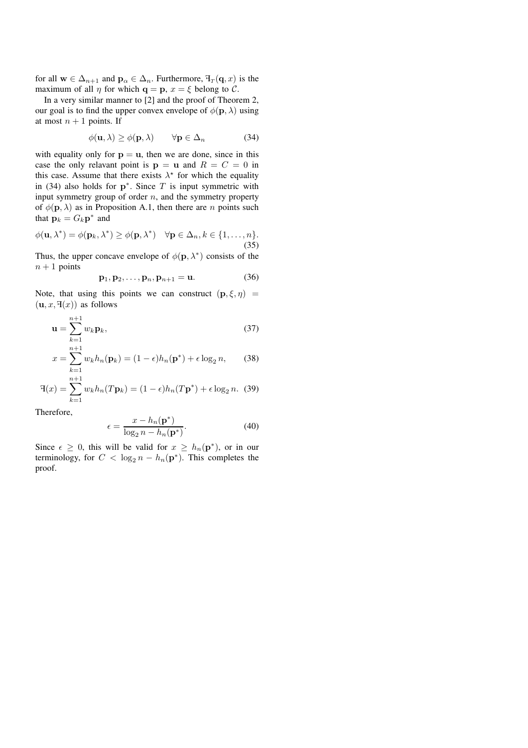for all $\mathbf{w} \in \Delta_{n+1}$ and $\mathbf{p}_\alpha \in \Delta_n$. Furthermore, $Ⅎ_T(\mathbf{q}, x)$ is the maximum of all $\eta$ for which $\mathbf{q} = \mathbf{p}$, $x = \xi$ belong to $\mathcal{C}$.

In a very similar manner to [2] and the proof of Theorem 2, our goal is to find the upper convex envelope of $\phi(\mathbf{p}, \lambda)$ using at most $n+1$ points. If

$$\phi(\mathbf{u}, \lambda) \geq \phi(\mathbf{p}, \lambda) \qquad \forall \mathbf{p} \in \Delta_n \tag{34}$$

with equality only for $\mathbf{p} = \mathbf{u}$, then we are done, since in this case the only relavant point is $\mathbf{p} = \mathbf{u}$ and $R = C = 0$ in this case. Assume that there exists $\lambda^\star$ for which the equality in (34) also holds for $\mathbf{p}^*$. Since $T$ is input symmetric with input symmetry group of order $n$, and the symmetry property of $\phi(\mathbf{p}, \lambda)$ as in Proposition A.1, then there are $n$ points such that $\mathbf{p}_k = G_k \mathbf{p}^*$ and

$$\phi(\mathbf{u}, \lambda^*) = \phi(\mathbf{p}_k, \lambda^*) \geq \phi(\mathbf{p}, \lambda^*) \quad \forall \mathbf{p} \in \Delta_n, k \in \{1, \dots, n\}. \tag{35}$$

Thus, the upper concave envelope of $\phi(\mathbf{p}, \lambda^*)$ consists of the $n+1$ points

$$\mathbf{p}_1, \mathbf{p}_2, \dots, \mathbf{p}_n, \mathbf{p}_{n+1} = \mathbf{u}. \tag{36}$$

Note, that using this points we can construct $(\mathbf{p}, \xi, \eta) = (\mathbf{u}, x, Ⅎ(x))$ as follows

$$\mathbf{u} = \sum_{k=1}^{n+1} w_k \mathbf{p}_k, \tag{37}$$

$$x = \sum_{k=1}^{n+1} w_k h_n(\mathbf{p}_k) = (1-\epsilon) h_n(\mathbf{p}^*) + \epsilon \log_2 n, \tag{38}$$

$$Ⅎ(x) = \sum_{k=1}^{n+1} w_k h_n(T\mathbf{p}_k) = (1-\epsilon) h_n(T\mathbf{p}^*) + \epsilon \log_2 n. \tag{39}$$

Therefore,

$$\epsilon = \frac{x - h_n(\mathbf{p}^*)}{\log_2 n - h_n(\mathbf{p}^*)}. \tag{40}$$

Since $\epsilon \geq 0$, this will be valid for $x \geq h_n(\mathbf{p}^*)$, or in our terminology, for $C < \log_2 n - h_n(\mathbf{p}^*)$. This completes the proof.